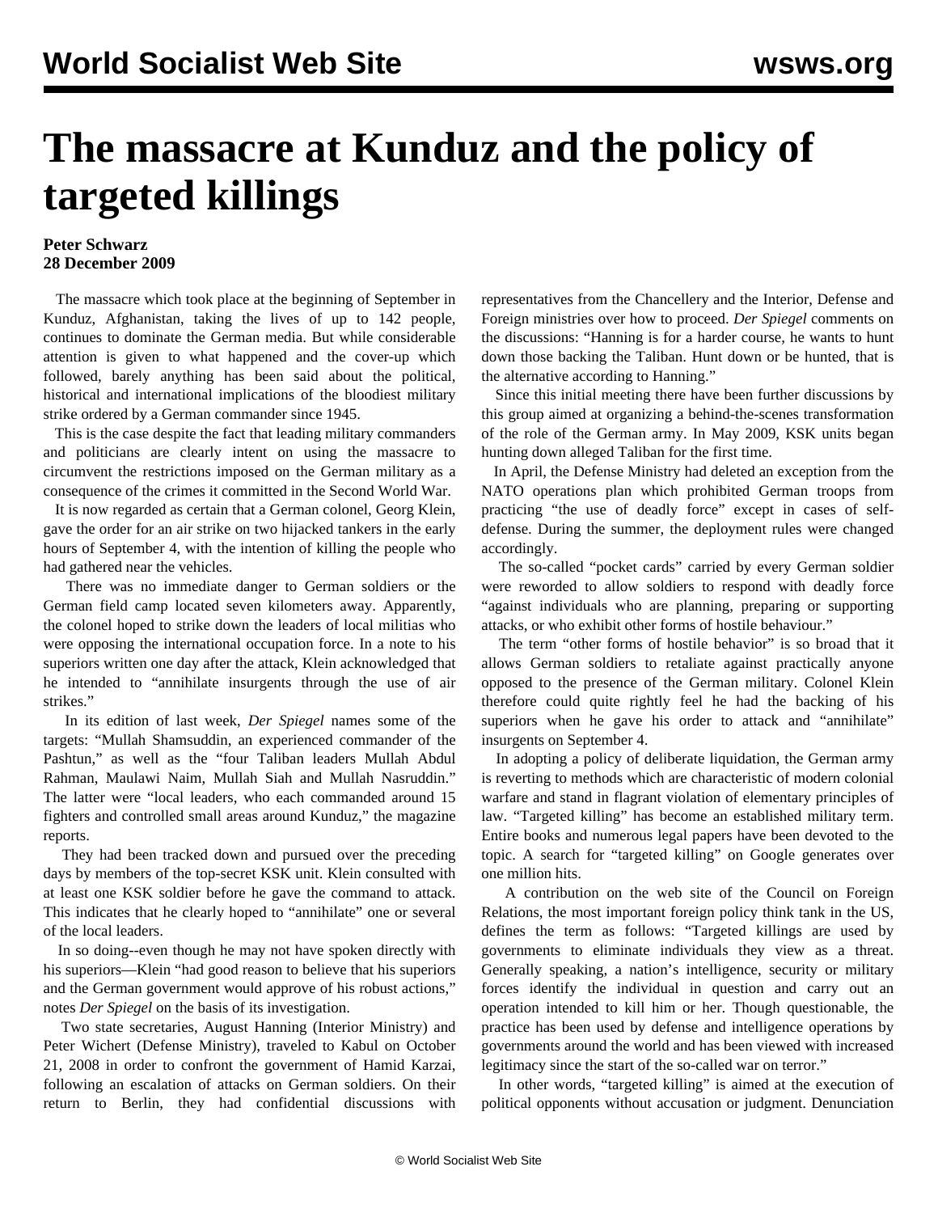# The massacre at Kunduz and the policy of targeted killings

**Peter Schwarz**
**28 December 2009**

The massacre which took place at the beginning of September in Kunduz, Afghanistan, taking the lives of up to 142 people, continues to dominate the German media. But while considerable attention is given to what happened and the cover-up which followed, barely anything has been said about the political, historical and international implications of the bloodiest military strike ordered by a German commander since 1945.

This is the case despite the fact that leading military commanders and politicians are clearly intent on using the massacre to circumvent the restrictions imposed on the German military as a consequence of the crimes it committed in the Second World War.

It is now regarded as certain that a German colonel, Georg Klein, gave the order for an air strike on two hijacked tankers in the early hours of September 4, with the intention of killing the people who had gathered near the vehicles.

There was no immediate danger to German soldiers or the German field camp located seven kilometers away. Apparently, the colonel hoped to strike down the leaders of local militias who were opposing the international occupation force. In a note to his superiors written one day after the attack, Klein acknowledged that he intended to "annihilate insurgents through the use of air strikes."

In its edition of last week, *Der Spiegel* names some of the targets: "Mullah Shamsuddin, an experienced commander of the Pashtun," as well as the "four Taliban leaders Mullah Abdul Rahman, Maulawi Naim, Mullah Siah and Mullah Nasruddin." The latter were "local leaders, who each commanded around 15 fighters and controlled small areas around Kunduz," the magazine reports.

They had been tracked down and pursued over the preceding days by members of the top-secret KSK unit. Klein consulted with at least one KSK soldier before he gave the command to attack. This indicates that he clearly hoped to "annihilate" one or several of the local leaders.

In so doing--even though he may not have spoken directly with his superiors—Klein "had good reason to believe that his superiors and the German government would approve of his robust actions," notes *Der Spiegel* on the basis of its investigation.

Two state secretaries, August Hanning (Interior Ministry) and Peter Wichert (Defense Ministry), traveled to Kabul on October 21, 2008 in order to confront the government of Hamid Karzai, following an escalation of attacks on German soldiers. On their return to Berlin, they had confidential discussions with representatives from the Chancellery and the Interior, Defense and Foreign ministries over how to proceed. *Der Spiegel* comments on the discussions: "Hanning is for a harder course, he wants to hunt down those backing the Taliban. Hunt down or be hunted, that is the alternative according to Hanning."

Since this initial meeting there have been further discussions by this group aimed at organizing a behind-the-scenes transformation of the role of the German army. In May 2009, KSK units began hunting down alleged Taliban for the first time.

In April, the Defense Ministry had deleted an exception from the NATO operations plan which prohibited German troops from practicing "the use of deadly force" except in cases of self-defense. During the summer, the deployment rules were changed accordingly.

The so-called "pocket cards" carried by every German soldier were reworded to allow soldiers to respond with deadly force "against individuals who are planning, preparing or supporting attacks, or who exhibit other forms of hostile behaviour."

The term "other forms of hostile behavior" is so broad that it allows German soldiers to retaliate against practically anyone opposed to the presence of the German military. Colonel Klein therefore could quite rightly feel he had the backing of his superiors when he gave his order to attack and "annihilate" insurgents on September 4.

In adopting a policy of deliberate liquidation, the German army is reverting to methods which are characteristic of modern colonial warfare and stand in flagrant violation of elementary principles of law. "Targeted killing" has become an established military term. Entire books and numerous legal papers have been devoted to the topic. A search for "targeted killing" on Google generates over one million hits.

A contribution on the web site of the Council on Foreign Relations, the most important foreign policy think tank in the US, defines the term as follows: "Targeted killings are used by governments to eliminate individuals they view as a threat. Generally speaking, a nation's intelligence, security or military forces identify the individual in question and carry out an operation intended to kill him or her. Though questionable, the practice has been used by defense and intelligence operations by governments around the world and has been viewed with increased legitimacy since the start of the so-called war on terror."

In other words, "targeted killing" is aimed at the execution of political opponents without accusation or judgment. Denunciation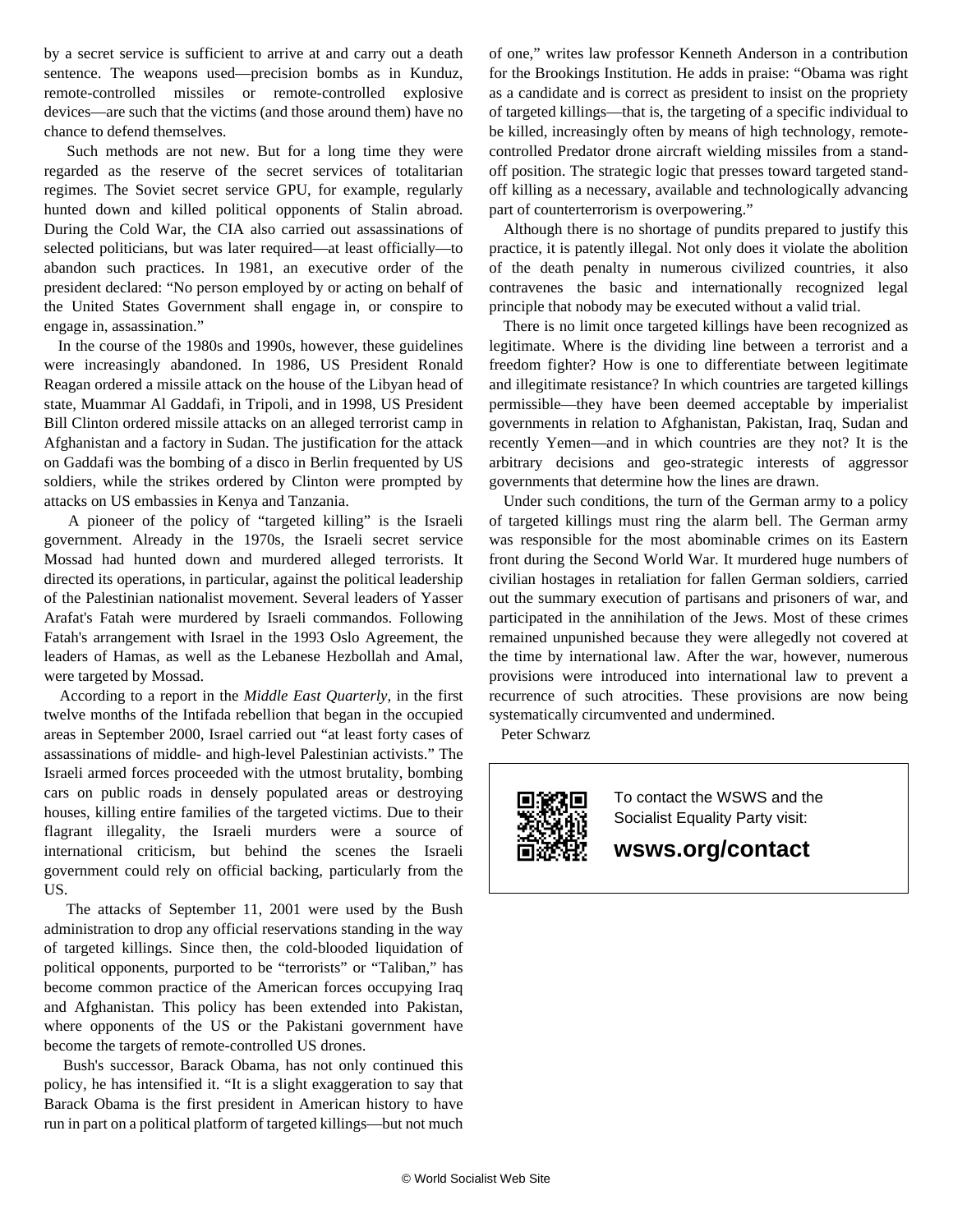by a secret service is sufficient to arrive at and carry out a death sentence. The weapons used—precision bombs as in Kunduz, remote-controlled missiles or remote-controlled explosive devices—are such that the victims (and those around them) have no chance to defend themselves.

Such methods are not new. But for a long time they were regarded as the reserve of the secret services of totalitarian regimes. The Soviet secret service GPU, for example, regularly hunted down and killed political opponents of Stalin abroad. During the Cold War, the CIA also carried out assassinations of selected politicians, but was later required—at least officially—to abandon such practices. In 1981, an executive order of the president declared: "No person employed by or acting on behalf of the United States Government shall engage in, or conspire to engage in, assassination."

In the course of the 1980s and 1990s, however, these guidelines were increasingly abandoned. In 1986, US President Ronald Reagan ordered a missile attack on the house of the Libyan head of state, Muammar Al Gaddafi, in Tripoli, and in 1998, US President Bill Clinton ordered missile attacks on an alleged terrorist camp in Afghanistan and a factory in Sudan. The justification for the attack on Gaddafi was the bombing of a disco in Berlin frequented by US soldiers, while the strikes ordered by Clinton were prompted by attacks on US embassies in Kenya and Tanzania.

A pioneer of the policy of "targeted killing" is the Israeli government. Already in the 1970s, the Israeli secret service Mossad had hunted down and murdered alleged terrorists. It directed its operations, in particular, against the political leadership of the Palestinian nationalist movement. Several leaders of Yasser Arafat's Fatah were murdered by Israeli commandos. Following Fatah's arrangement with Israel in the 1993 Oslo Agreement, the leaders of Hamas, as well as the Lebanese Hezbollah and Amal, were targeted by Mossad.

According to a report in the *Middle East Quarterly*, in the first twelve months of the Intifada rebellion that began in the occupied areas in September 2000, Israel carried out "at least forty cases of assassinations of middle- and high-level Palestinian activists." The Israeli armed forces proceeded with the utmost brutality, bombing cars on public roads in densely populated areas or destroying houses, killing entire families of the targeted victims. Due to their flagrant illegality, the Israeli murders were a source of international criticism, but behind the scenes the Israeli government could rely on official backing, particularly from the US.

The attacks of September 11, 2001 were used by the Bush administration to drop any official reservations standing in the way of targeted killings. Since then, the cold-blooded liquidation of political opponents, purported to be "terrorists" or "Taliban," has become common practice of the American forces occupying Iraq and Afghanistan. This policy has been extended into Pakistan, where opponents of the US or the Pakistani government have become the targets of remote-controlled US drones.

Bush's successor, Barack Obama, has not only continued this policy, he has intensified it. "It is a slight exaggeration to say that Barack Obama is the first president in American history to have run in part on a political platform of targeted killings—but not much of one," writes law professor Kenneth Anderson in a contribution for the Brookings Institution. He adds in praise: "Obama was right as a candidate and is correct as president to insist on the propriety of targeted killings—that is, the targeting of a specific individual to be killed, increasingly often by means of high technology, remote-controlled Predator drone aircraft wielding missiles from a stand-off position. The strategic logic that presses toward targeted stand-off killing as a necessary, available and technologically advancing part of counterterrorism is overpowering."

Although there is no shortage of pundits prepared to justify this practice, it is patently illegal. Not only does it violate the abolition of the death penalty in numerous civilized countries, it also contravenes the basic and internationally recognized legal principle that nobody may be executed without a valid trial.

There is no limit once targeted killings have been recognized as legitimate. Where is the dividing line between a terrorist and a freedom fighter? How is one to differentiate between legitimate and illegitimate resistance? In which countries are targeted killings permissible—they have been deemed acceptable by imperialist governments in relation to Afghanistan, Pakistan, Iraq, Sudan and recently Yemen—and in which countries are they not? It is the arbitrary decisions and geo-strategic interests of aggressor governments that determine how the lines are drawn.

Under such conditions, the turn of the German army to a policy of targeted killings must ring the alarm bell. The German army was responsible for the most abominable crimes on its Eastern front during the Second World War. It murdered huge numbers of civilian hostages in retaliation for fallen German soldiers, carried out the summary execution of partisans and prisoners of war, and participated in the annihilation of the Jews. Most of these crimes remained unpunished because they were allegedly not covered at the time by international law. After the war, however, numerous provisions were introduced into international law to prevent a recurrence of such atrocities. These provisions are now being systematically circumvented and undermined.

Peter Schwarz

To contact the WSWS and the Socialist Equality Party visit:

**wsws.org/contact**